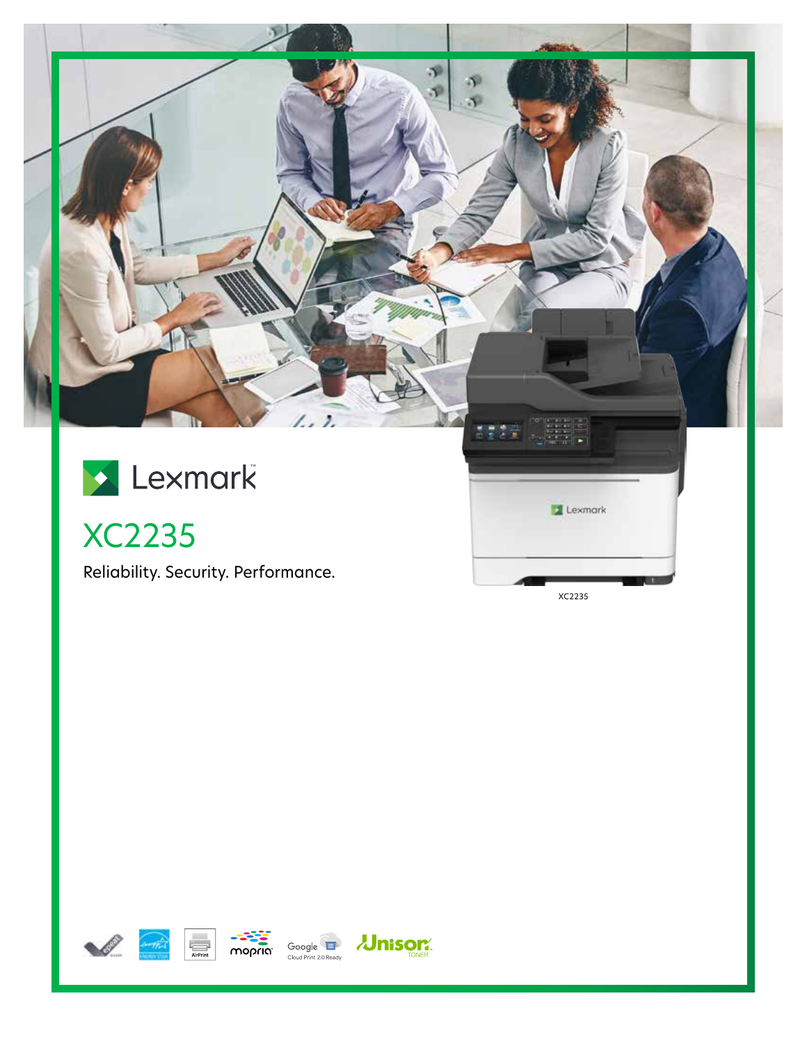Lexmark

# XC2235

Reliability. Security. Performance.

XC2235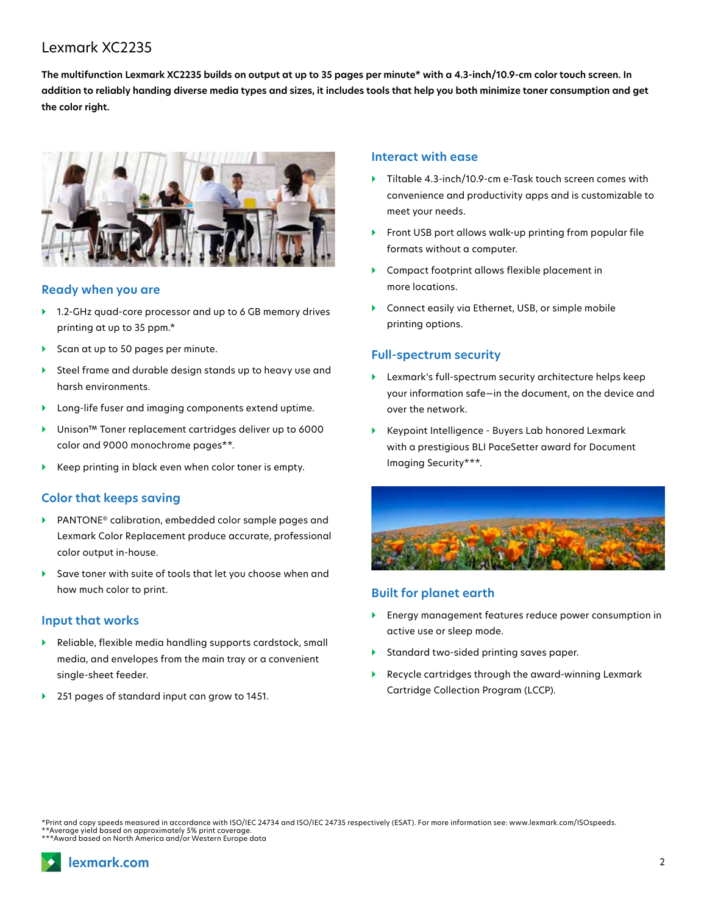# Lexmark XC2235

**The multifunction Lexmark XC2235 builds on output at up to 35 pages per minute* with a 4.3-inch/10.9-cm color touch screen. In addition to reliably handing diverse media types and sizes, it includes tools that help you both minimize toner consumption and get the color right.**

## Ready when you are

- 1.2-GHz quad-core processor and up to 6 GB memory drives printing at up to 35 ppm.*
- Scan at up to 50 pages per minute.
- Steel frame and durable design stands up to heavy use and harsh environments.
- Long-life fuser and imaging components extend uptime.
- Unison™ Toner replacement cartridges deliver up to 6000 color and 9000 monochrome pages**.
- Keep printing in black even when color toner is empty.

## Color that keeps saving

- PANTONE® calibration, embedded color sample pages and Lexmark Color Replacement produce accurate, professional color output in-house.
- Save toner with suite of tools that let you choose when and how much color to print.

## Input that works

- Reliable, flexible media handling supports cardstock, small media, and envelopes from the main tray or a convenient single-sheet feeder.
- 251 pages of standard input can grow to 1451.

## Interact with ease

- Tiltable 4.3-inch/10.9-cm e-Task touch screen comes with convenience and productivity apps and is customizable to meet your needs.
- Front USB port allows walk-up printing from popular file formats without a computer.
- Compact footprint allows flexible placement in more locations.
- Connect easily via Ethernet, USB, or simple mobile printing options.

## Full-spectrum security

- Lexmark's full-spectrum security architecture helps keep your information safe—in the document, on the device and over the network.
- Keypoint Intelligence - Buyers Lab honored Lexmark with a prestigious BLI PaceSetter award for Document Imaging Security***.

## Built for planet earth

- Energy management features reduce power consumption in active use or sleep mode.
- Standard two-sided printing saves paper.
- Recycle cartridges through the award-winning Lexmark Cartridge Collection Program (LCCP).

*Print and copy speeds measured in accordance with ISO/IEC 24734 and ISO/IEC 24735 respectively (ESAT). For more information see: www.lexmark.com/ISOspeeds.
**Average yield based on approximately 5% print coverage.
***Award based on North America and/or Western Europe data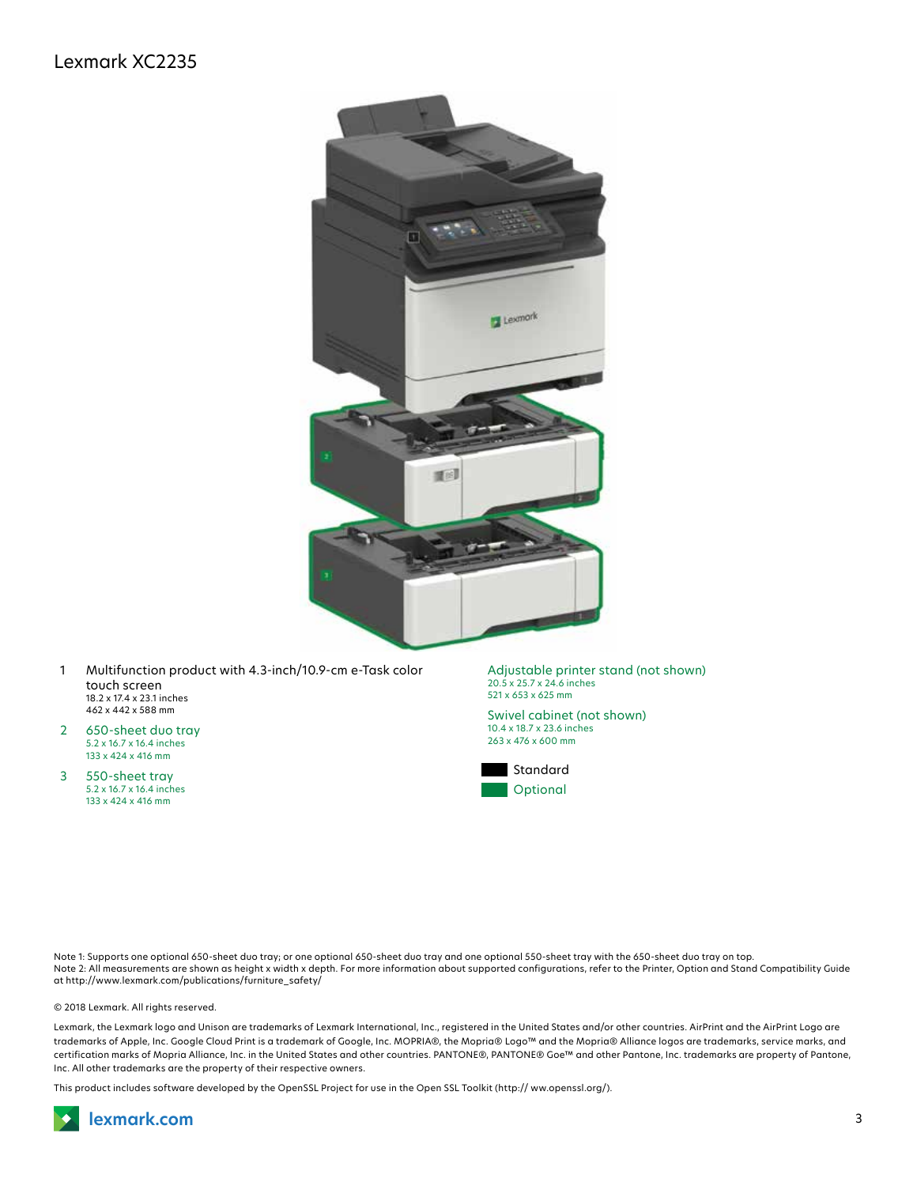# Lexmark XC2235

1. Multifunction product with 4.3-inch/10.9-cm e-Task color touch screen
   18.2 x 17.4 x 23.1 inches
   462 x 442 x 588 mm
2. 650-sheet duo tray
   5.2 x 16.7 x 16.4 inches
   133 x 424 x 416 mm
3. 550-sheet tray
   5.2 x 16.7 x 16.4 inches
   133 x 424 x 416 mm

Adjustable printer stand (not shown)
20.5 x 25.7 x 24.6 inches
521 x 653 x 625 mm

Swivel cabinet (not shown)
10.4 x 18.7 x 23.6 inches
263 x 476 x 600 mm

Standard

Optional

Note 1: Supports one optional 650-sheet duo tray; or one optional 650-sheet duo tray and one optional 550-sheet tray with the 650-sheet duo tray on top.
Note 2: All measurements are shown as height x width x depth. For more information about supported configurations, refer to the Printer, Option and Stand Compatibility Guide at http://www.lexmark.com/publications/furniture_safety/

© 2018 Lexmark. All rights reserved.

Lexmark, the Lexmark logo and Unison are trademarks of Lexmark International, Inc., registered in the United States and/or other countries. AirPrint and the AirPrint Logo are trademarks of Apple, Inc. Google Cloud Print is a trademark of Google, Inc. MOPRIA®, the Mopria® Logo™ and the Mopria® Alliance logos are trademarks, service marks, and certification marks of Mopria Alliance, Inc. in the United States and other countries. PANTONE®, PANTONE® Goe™ and other Pantone, Inc. trademarks are property of Pantone, Inc. All other trademarks are the property of their respective owners.

This product includes software developed by the OpenSSL Project for use in the Open SSL Toolkit (http:// ww.openssl.org/).

lexmark.com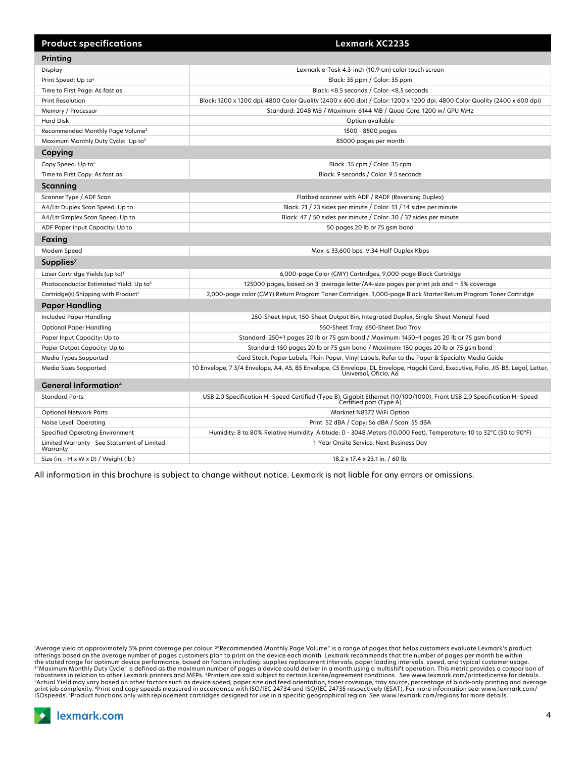| Product specifications | Lexmark XC2235 |
| --- | --- |
| **Printing** | |
| Display | Lexmark e-Task 4.3-inch (10.9 cm) color touch screen |
| Print Speed: Up to[6] | Black: 35 ppm / Color: 35 ppm |
| Time to First Page: As fast as | Black: <8.5 seconds / Color: <8.5 seconds |
| Print Resolution | Black: 1200 x 1200 dpi, 4800 Color Quality (2400 x 600 dpi) / Color: 1200 x 1200 dpi, 4800 Color Quality (2400 x 600 dpi) |
| Memory / Processor | Standard: 2048 MB / Maximum: 6144 MB / Quad Core, 1200 w/ GPU MHz |
| Hard Disk | Option available |
| Recommended Monthly Page Volume[2] | 1500 - 8500 pages |
| Maximum Monthly Duty Cycle: Up to[3] | 85000 pages per month |
| **Copying** | |
| Copy Speed: Up to[6] | Black: 35 cpm / Color: 35 cpm |
| Time to First Copy: As fast as | Black: 9 seconds / Color: 9.5 seconds |
| **Scanning** | |
| Scanner Type / ADF Scan | Flatbed scanner with ADF / RADF (Reversing Duplex) |
| A4/Ltr Duplex Scan Speed: Up to | Black: 21 / 23 sides per minute / Color: 13 / 14 sides per minute |
| A4/Ltr Simplex Scan Speed: Up to | Black: 47 / 50 sides per minute / Color: 30 / 32 sides per minute |
| ADF Paper Input Capacity: Up to | 50 pages 20 lb or 75 gsm bond |
| **Faxing** | |
| Modem Speed | Max is 33,600 bps, V.34 Half-Duplex Kbps |
| **Supplies[7]** | |
| Laser Cartridge Yields (up to)[1] | 6,000-page Color (CMY) Cartridges, 9,000-page Black Cartridge |
| Photoconductor Estimated Yield: Up to[5] | 125000 pages, based on 3 average letter/A4-size pages per print job and ~ 5% coverage |
| Cartridge(s) Shipping with Product[1] | 2,000-page color (CMY) Return Program Toner Cartridges, 3,000-page Black Starter Return Program Toner Cartridge |
| **Paper Handling** | |
| Included Paper Handling | 250-Sheet Input, 150-Sheet Output Bin, Integrated Duplex, Single-Sheet Manual Feed |
| Optional Paper Handling | 550-Sheet Tray, 650-Sheet Duo Tray |
| Paper Input Capacity: Up to | Standard: 250+1 pages 20 lb or 75 gsm bond / Maximum: 1450+1 pages 20 lb or 75 gsm bond |
| Paper Output Capacity: Up to | Standard: 150 pages 20 lb or 75 gsm bond / Maximum: 150 pages 20 lb or 75 gsm bond |
| Media Types Supported | Card Stock, Paper Labels, Plain Paper, Vinyl Labels, Refer to the Paper & Specialty Media Guide |
| Media Sizes Supported | 10 Envelope, 7 3/4 Envelope, A4, A5, B5 Envelope, C5 Envelope, DL Envelope, Hagaki Card, Executive, Folio, JIS-B5, Legal, Letter, Universal, Oficio, A6 |
| **General Information[4]** | |
| Standard Ports | USB 2.0 Specification Hi-Speed Certified (Type B), Gigabit Ethernet (10/100/1000), Front USB 2.0 Specification Hi-Speed Certified port (Type A) |
| Optional Network Ports | Marknet N8372 WiFi Option |
| Noise Level: Operating | Print: 52 dBA / Copy: 56 dBA / Scan: 55 dBA |
| Specified Operating Environment | Humidity: 8 to 80% Relative Humidity, Altitude: 0 - 3048 Meters (10,000 Feet), Temperature: 10 to 32°C (50 to 90°F) |
| Limited Warranty - See Statement of Limited Warranty | 1-Year Onsite Service, Next Business Day |
| Size (in. - H x W x D) / Weight (lb.) | 18.2 x 17.4 x 23.1 in. / 60 lb. |

All information in this brochure is subject to change without notice. Lexmark is not liable for any errors or omissions.

[1]Average yield at approximately 5% print coverage per colour. [2]"Recommended Monthly Page Volume" is a range of pages that helps customers evaluate Lexmark's product offerings based on the average number of pages customers plan to print on the device each month. Lexmark recommends that the number of pages per month be within the stated range for optimum device performance, based on factors including: supplies replacement intervals, paper loading intervals, speed, and typical customer usage. [3]"Maximum Monthly Duty Cycle" is defined as the maximum number of pages a device could deliver in a month using a multishift operation. This metric provides a comparison of robustness in relation to other Lexmark printers and MFPs. [4]Printers are sold subject to certain license/agreement conditions. See www.lexmark.com/printerlicense for details. [5]Actual Yield may vary based on other factors such as device speed, paper size and feed orientation, toner coverage, tray source, percentage of black-only printing and average print job complexity. [6]Print and copy speeds measured in accordance with ISO/IEC 24734 and ISO/IEC 24735 respectively (ESAT). For more information see: www.lexmark.com/ISOspeeds. [7]Product functions only with replacement cartridges designed for use in a specific geographical region. See www.lexmark.com/regions for more details.

lexmark.com